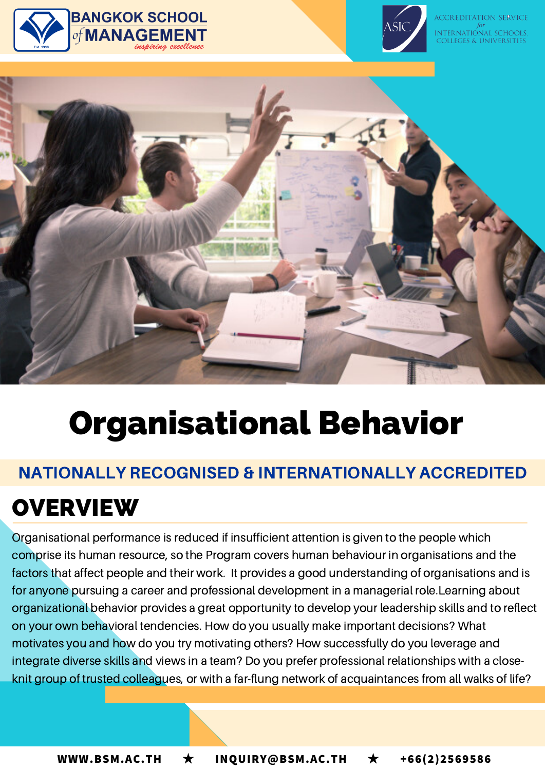BANGKOK SCHOOL of MANAGEMENT

*inspiring excellence*

ASIC ACCREDITATION SERVICE for INTERNATIONAL SCHOOLS, COLLEGES & UNIVERSITIES

# Organisational Behavior

**NATIONALLY RECOGNISED & INTERNATIONALLY ACCREDITED**

## OVERVIEW

Organisational performance is reduced if insufficient attention is given to the people which comprise its human resource, so the Program covers human behaviour in organisations and the factors that affect people and their work. It provides a good understanding of organisations and is for anyone pursuing a career and professional development in a managerial role.Learning about organizational behavior provides a great opportunity to develop your leadership skills and to reflect on your own behavioral tendencies. How do you usually make important decisions? What motivates you and how do you try motivating others? How successfully do you leverage and integrate diverse skills and views in a team? Do you prefer professional relationships with a close-knit group of trusted colleagues, or with a far-flung network of acquaintances from all walks of life?

WWW.BSM.AC.TH ★ INQUIRY@BSM.AC.TH ★ +66(2)2569586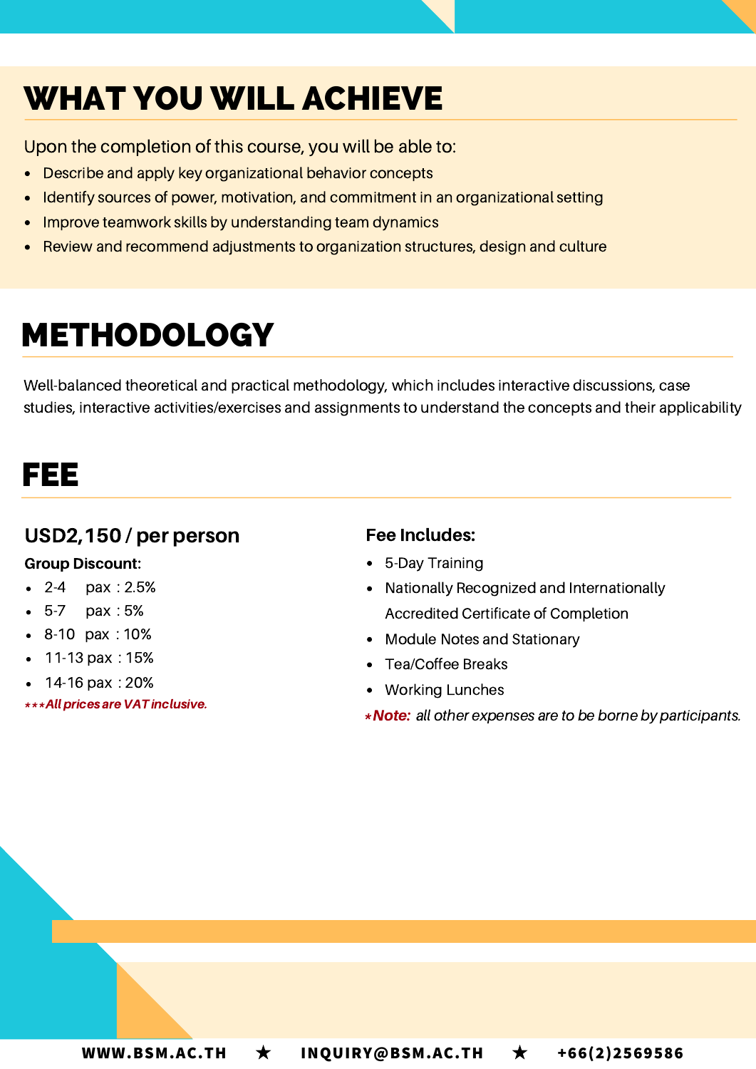# WHAT YOU WILL ACHIEVE

Upon the completion of this course, you will be able to:

- Describe and apply key organizational behavior concepts
- Identify sources of power, motivation, and commitment in an organizational setting
- Improve teamwork skills by understanding team dynamics
- Review and recommend adjustments to organization structures, design and culture

# METHODOLOGY

Well-balanced theoretical and practical methodology, which includes interactive discussions, case studies, interactive activities/exercises and assignments to understand the concepts and their applicability

# FEE

### USD2,150 / per person

**Group Discount:**

- 2-4 pax : 2.5%
- 5-7 pax : 5%
- 8-10 pax : 10%
- 11-13 pax : 15%
- 14-16 pax : 20%

****All prices are VAT inclusive.*

**Fee Includes:**

- 5-Day Training
- Nationally Recognized and Internationally Accredited Certificate of Completion
- Module Notes and Stationary
- Tea/Coffee Breaks
- Working Lunches

**Note:** *all other expenses are to be borne by participants.*

WWW.BSM.AC.TH ★ INQUIRY@BSM.AC.TH ★ +66(2)2569586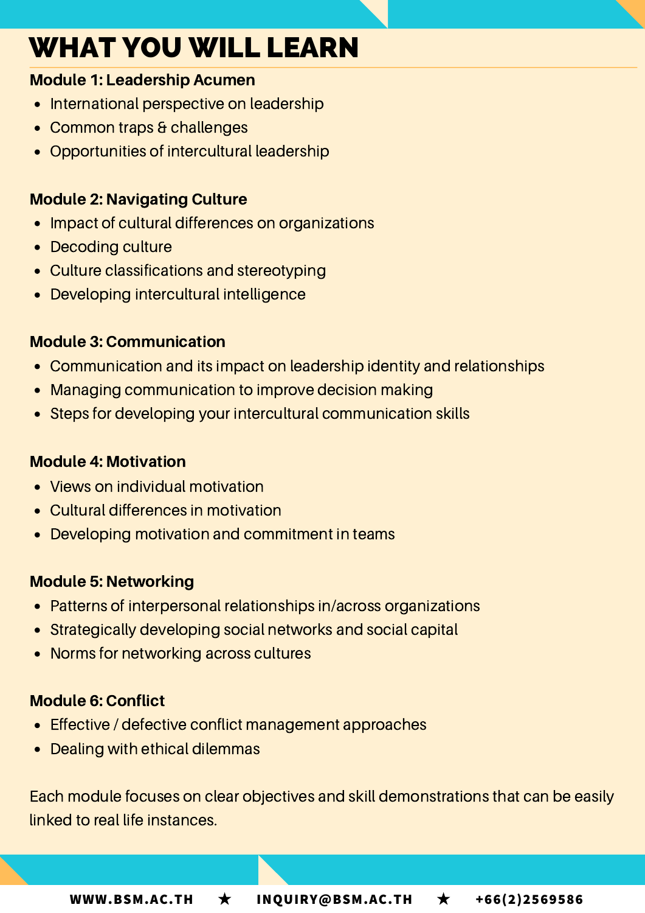# WHAT YOU WILL LEARN

**Module 1: Leadership Acumen**

- International perspective on leadership
- Common traps & challenges
- Opportunities of intercultural leadership

**Module 2: Navigating Culture**

- Impact of cultural differences on organizations
- Decoding culture
- Culture classifications and stereotyping
- Developing intercultural intelligence

**Module 3: Communication**

- Communication and its impact on leadership identity and relationships
- Managing communication to improve decision making
- Steps for developing your intercultural communication skills

**Module 4: Motivation**

- Views on individual motivation
- Cultural differences in motivation
- Developing motivation and commitment in teams

**Module 5: Networking**

- Patterns of interpersonal relationships in/across organizations
- Strategically developing social networks and social capital
- Norms for networking across cultures

**Module 6: Conflict**

- Effective / defective conflict management approaches
- Dealing with ethical dilemmas

Each module focuses on clear objectives and skill demonstrations that can be easily linked to real life instances.

WWW.BSM.AC.TH ★ INQUIRY@BSM.AC.TH ★ +66(2)2569586